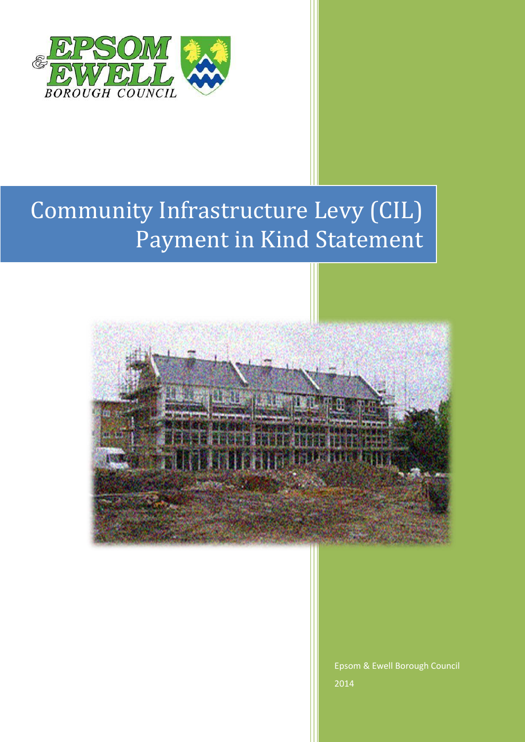EPSOM & EWELL BOROUGH COUNCIL

# Community Infrastructure Levy (CIL) Payment in Kind Statement

Epsom & Ewell Borough Council

2014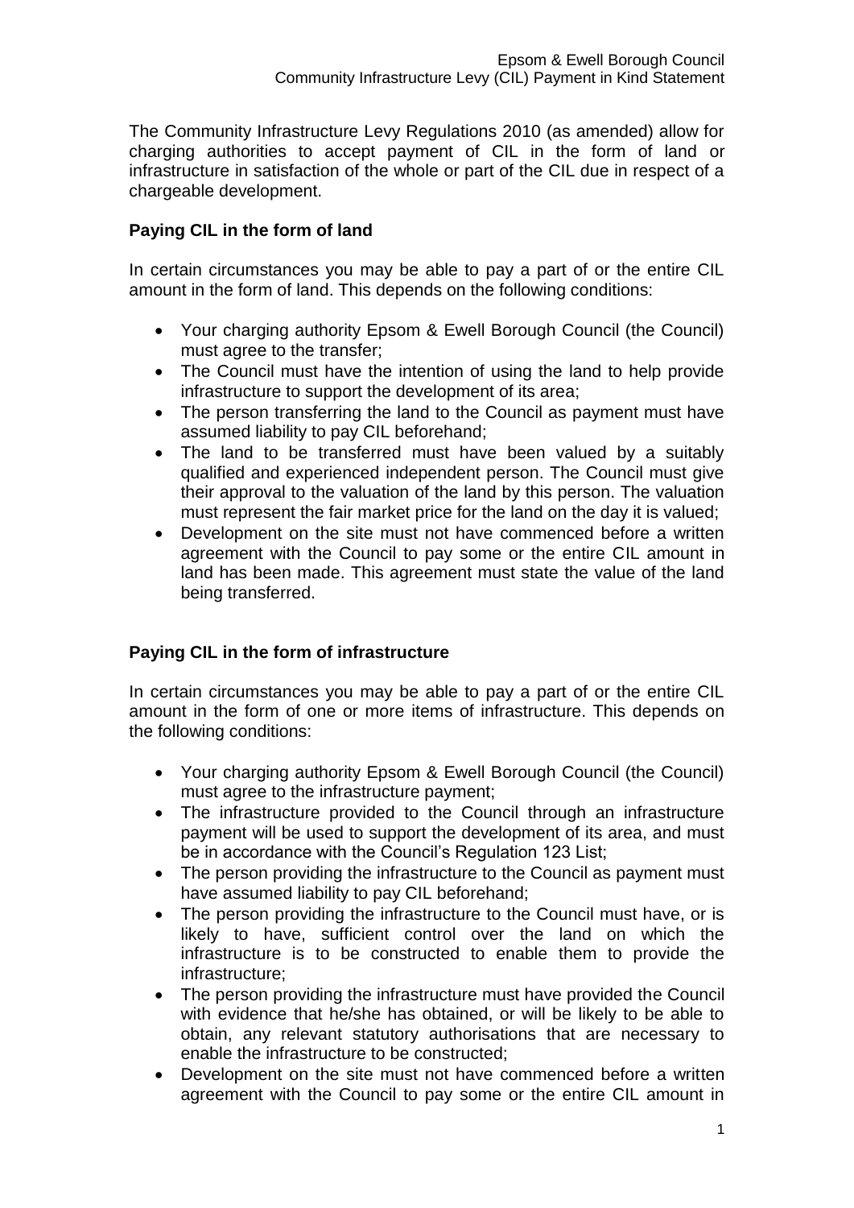The Community Infrastructure Levy Regulations 2010 (as amended) allow for charging authorities to accept payment of CIL in the form of land or infrastructure in satisfaction of the whole or part of the CIL due in respect of a chargeable development.

### Paying CIL in the form of land

In certain circumstances you may be able to pay a part of or the entire CIL amount in the form of land. This depends on the following conditions:

- Your charging authority Epsom & Ewell Borough Council (the Council) must agree to the transfer;
- The Council must have the intention of using the land to help provide infrastructure to support the development of its area;
- The person transferring the land to the Council as payment must have assumed liability to pay CIL beforehand;
- The land to be transferred must have been valued by a suitably qualified and experienced independent person. The Council must give their approval to the valuation of the land by this person. The valuation must represent the fair market price for the land on the day it is valued;
- Development on the site must not have commenced before a written agreement with the Council to pay some or the entire CIL amount in land has been made. This agreement must state the value of the land being transferred.

### Paying CIL in the form of infrastructure

In certain circumstances you may be able to pay a part of or the entire CIL amount in the form of one or more items of infrastructure. This depends on the following conditions:

- Your charging authority Epsom & Ewell Borough Council (the Council) must agree to the infrastructure payment;
- The infrastructure provided to the Council through an infrastructure payment will be used to support the development of its area, and must be in accordance with the Council's Regulation 123 List;
- The person providing the infrastructure to the Council as payment must have assumed liability to pay CIL beforehand;
- The person providing the infrastructure to the Council must have, or is likely to have, sufficient control over the land on which the infrastructure is to be constructed to enable them to provide the infrastructure;
- The person providing the infrastructure must have provided the Council with evidence that he/she has obtained, or will be likely to be able to obtain, any relevant statutory authorisations that are necessary to enable the infrastructure to be constructed;
- Development on the site must not have commenced before a written agreement with the Council to pay some or the entire CIL amount in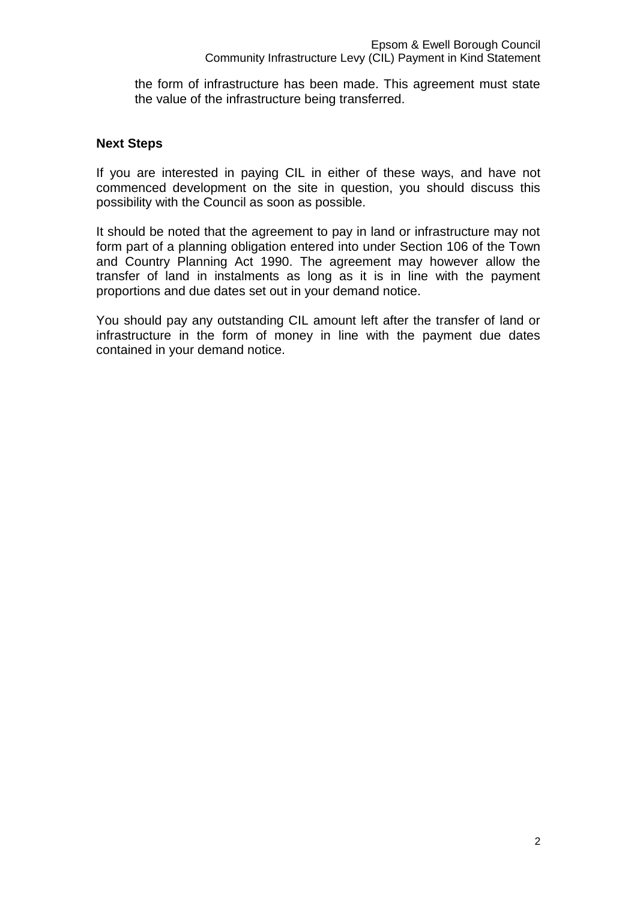the form of infrastructure has been made. This agreement must state the value of the infrastructure being transferred.

**Next Steps**

If you are interested in paying CIL in either of these ways, and have not commenced development on the site in question, you should discuss this possibility with the Council as soon as possible.

It should be noted that the agreement to pay in land or infrastructure may not form part of a planning obligation entered into under Section 106 of the Town and Country Planning Act 1990. The agreement may however allow the transfer of land in instalments as long as it is in line with the payment proportions and due dates set out in your demand notice.

You should pay any outstanding CIL amount left after the transfer of land or infrastructure in the form of money in line with the payment due dates contained in your demand notice.